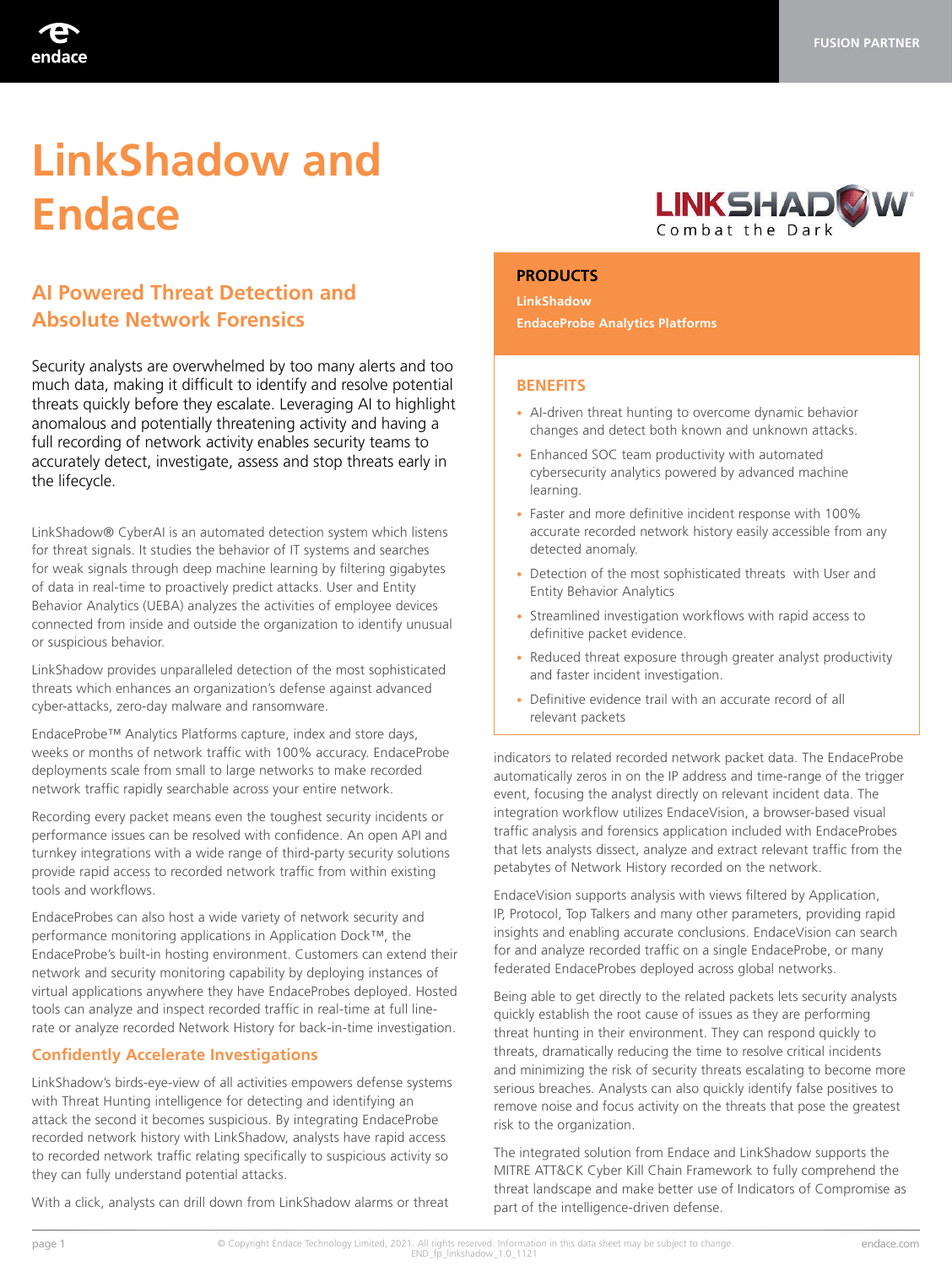# LinkShadow and Endace

## AI Powered Threat Detection and Absolute Network Forensics

Security analysts are overwhelmed by too many alerts and too much data, making it difficult to identify and resolve potential threats quickly before they escalate. Leveraging AI to highlight anomalous and potentially threatening activity and having a full recording of network activity enables security teams to accurately detect, investigate, assess and stop threats early in the lifecycle.

LinkShadow® CyberAI is an automated detection system which listens for threat signals. It studies the behavior of IT systems and searches for weak signals through deep machine learning by filtering gigabytes of data in real-time to proactively predict attacks. User and Entity Behavior Analytics (UEBA) analyzes the activities of employee devices connected from inside and outside the organization to identify unusual or suspicious behavior.

LinkShadow provides unparalleled detection of the most sophisticated threats which enhances an organization's defense against advanced cyber-attacks, zero-day malware and ransomware.

EndaceProbe™ Analytics Platforms capture, index and store days, weeks or months of network traffic with 100% accuracy. EndaceProbe deployments scale from small to large networks to make recorded network traffic rapidly searchable across your entire network.

Recording every packet means even the toughest security incidents or performance issues can be resolved with confidence. An open API and turnkey integrations with a wide range of third-party security solutions provide rapid access to recorded network traffic from within existing tools and workflows.

EndaceProbes can also host a wide variety of network security and performance monitoring applications in Application Dock™, the EndaceProbe's built-in hosting environment. Customers can extend their network and security monitoring capability by deploying instances of virtual applications anywhere they have EndaceProbes deployed. Hosted tools can analyze and inspect recorded traffic in real-time at full line-rate or analyze recorded Network History for back-in-time investigation.

### Confidently Accelerate Investigations

LinkShadow's birds-eye-view of all activities empowers defense systems with Threat Hunting intelligence for detecting and identifying an attack the second it becomes suspicious. By integrating EndaceProbe recorded network history with LinkShadow, analysts have rapid access to recorded network traffic relating specifically to suspicious activity so they can fully understand potential attacks.

With a click, analysts can drill down from LinkShadow alarms or threat indicators to related recorded network packet data. The EndaceProbe automatically zeros in on the IP address and time-range of the trigger event, focusing the analyst directly on relevant incident data. The integration workflow utilizes EndaceVision, a browser-based visual traffic analysis and forensics application included with EndaceProbes that lets analysts dissect, analyze and extract relevant traffic from the petabytes of Network History recorded on the network.

EndaceVision supports analysis with views filtered by Application, IP, Protocol, Top Talkers and many other parameters, providing rapid insights and enabling accurate conclusions. EndaceVision can search for and analyze recorded traffic on a single EndaceProbe, or many federated EndaceProbes deployed across global networks.

Being able to get directly to the related packets lets security analysts quickly establish the root cause of issues as they are performing threat hunting in their environment. They can respond quickly to threats, dramatically reducing the time to resolve critical incidents and minimizing the risk of security threats escalating to become more serious breaches. Analysts can also quickly identify false positives to remove noise and focus activity on the threats that pose the greatest risk to the organization.

The integrated solution from Endace and LinkShadow supports the MITRE ATT&CK Cyber Kill Chain Framework to fully comprehend the threat landscape and make better use of Indicators of Compromise as part of the intelligence-driven defense.

**PRODUCTS**

- LinkShadow
- EndaceProbe Analytics Platforms

**BENEFITS**

- AI-driven threat hunting to overcome dynamic behavior changes and detect both known and unknown attacks.
- Enhanced SOC team productivity with automated cybersecurity analytics powered by advanced machine learning.
- Faster and more definitive incident response with 100% accurate recorded network history easily accessible from any detected anomaly.
- Detection of the most sophisticated threats with User and Entity Behavior Analytics
- Streamlined investigation workflows with rapid access to definitive packet evidence.
- Reduced threat exposure through greater analyst productivity and faster incident investigation.
- Definitive evidence trail with an accurate record of all relevant packets

© Copyright Endace Technology Limited, 2021. All rights reserved. Information in this data sheet may be subject to change. END_fp_linkshadow_1.0_1121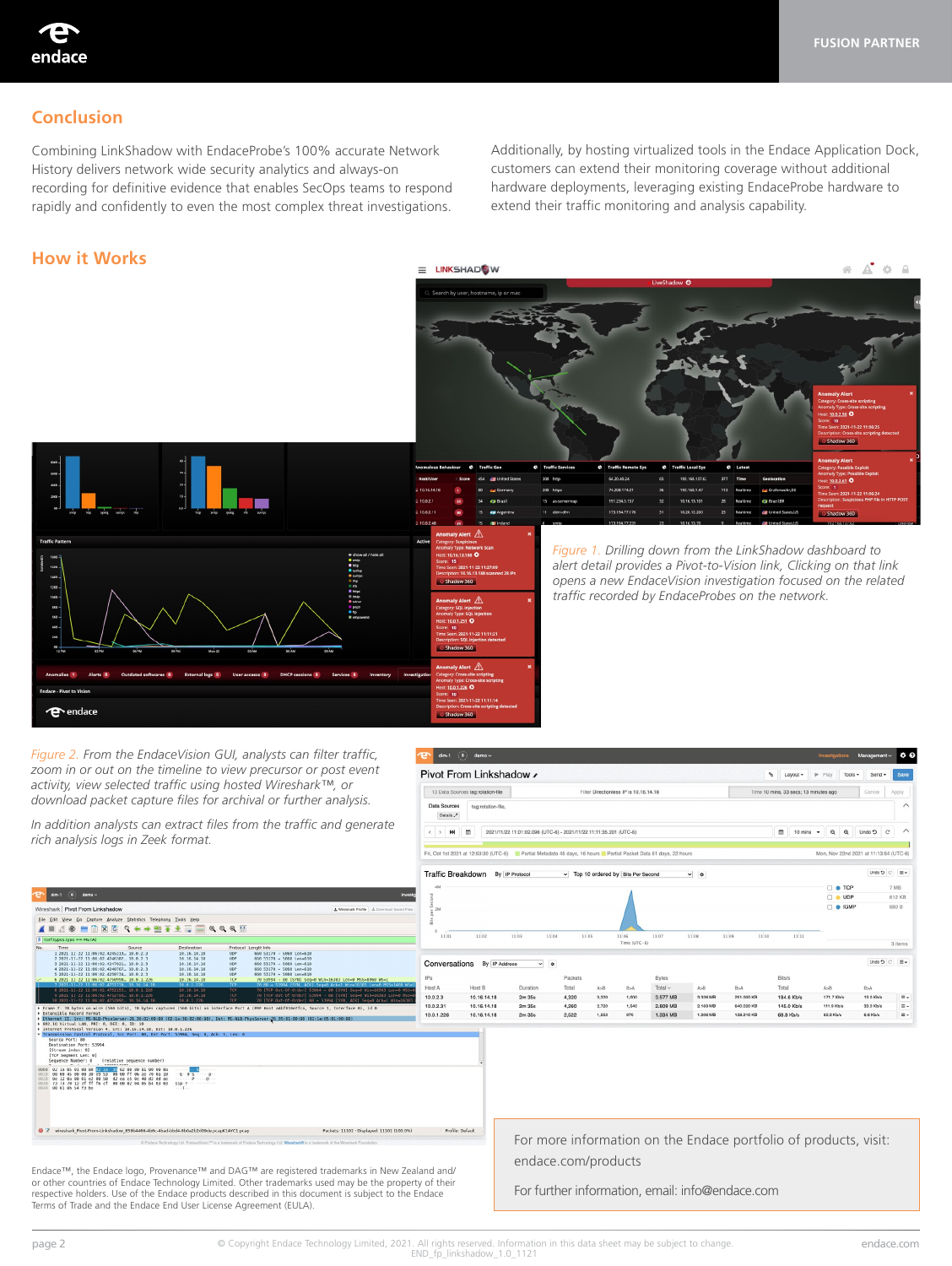## Conclusion

Combining LinkShadow with EndaceProbe's 100% accurate Network History delivers network wide security analytics and always-on recording for definitive evidence that enables SecOps teams to respond rapidly and confidently to even the most complex threat investigations.

Additionally, by hosting virtualized tools in the Endace Application Dock, customers can extend their monitoring coverage without additional hardware deployments, leveraging existing EndaceProbe hardware to extend their traffic monitoring and analysis capability.

## How it Works

*Figure 1. Drilling down from the LinkShadow dashboard to alert detail provides a Pivot-to-Vision link, Clicking on that link opens a new EndaceVision investigation focused on the related traffic recorded by EndaceProbes on the network.*

*Figure 2. From the EndaceVision GUI, analysts can filter traffic, zoom in or out on the timeline to view precursor or post event activity, view selected traffic using hosted Wireshark™, or download packet capture files for archival or further analysis.*

*In addition analysts can extract files from the traffic and generate rich analysis logs in Zeek format.*

For more information on the Endace portfolio of products, visit: endace.com/products

For further information, email: info@endace.com

Endace™, the Endace logo, Provenance™ and DAG™ are registered trademarks in New Zealand and/or other countries of Endace Technology Limited. Other trademarks used may be the property of their respective holders. Use of the Endace products described in this document is subject to the Endace Terms of Trade and the Endace End User License Agreement (EULA).

© Copyright Endace Technology Limited, 2021. All rights reserved. Information in this data sheet may be subject to change.
END_fp_linkshadow_1.0_1121